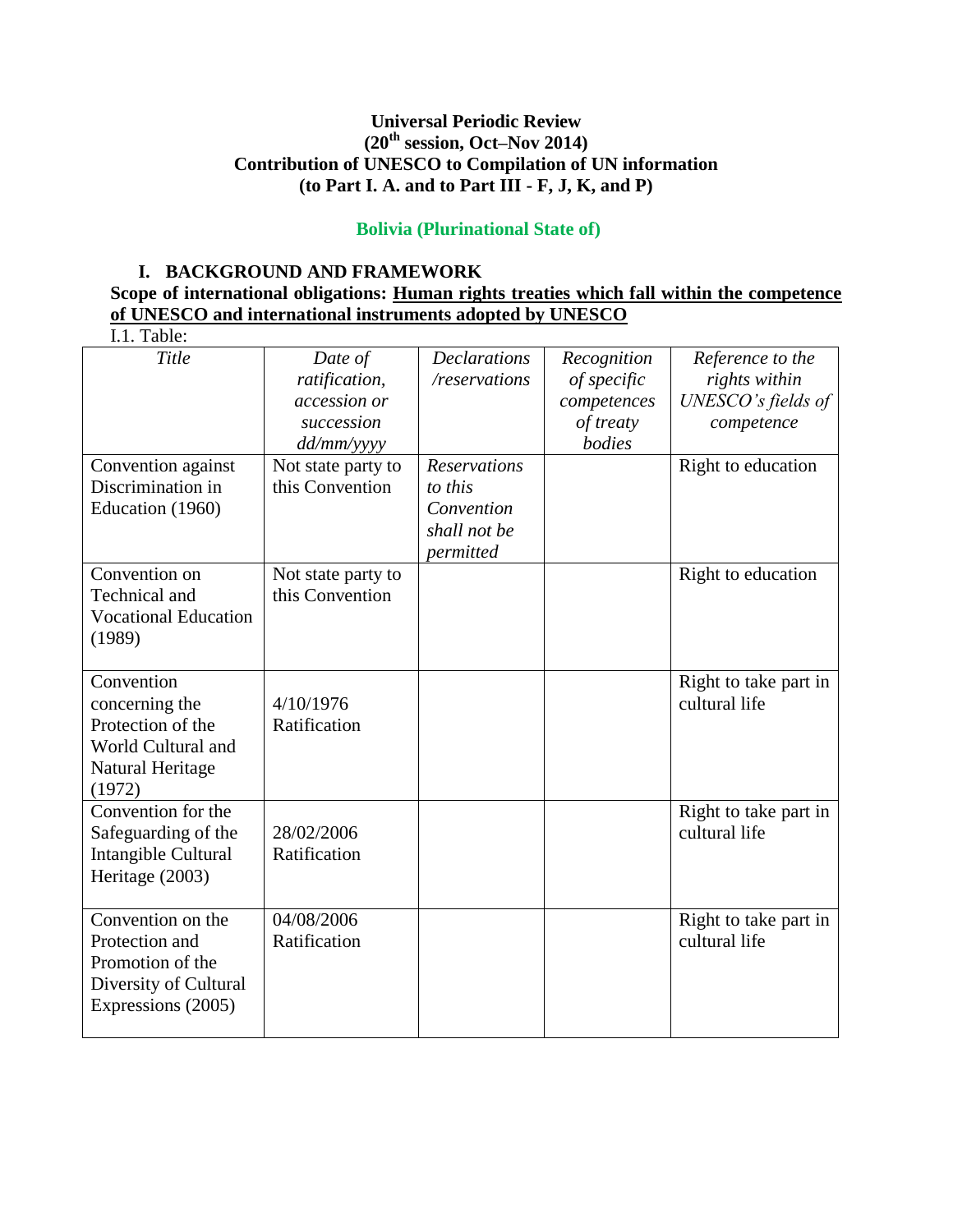**Universal Periodic Review**
**(20th session, Oct–Nov 2014)**
**Contribution of UNESCO to Compilation of UN information**
**(to Part I. A. and to Part III - F, J, K, and P)**

**Bolivia (Plurinational State of)**

## I. BACKGROUND AND FRAMEWORK

**Scope of international obligations: Human rights treaties which fall within the competence of UNESCO and international instruments adopted by UNESCO**

I.1. Table:

| *Title* | *Date of ratification, accession or succession dd/mm/yyyy* | *Declarations /reservations* | *Recognition of specific competences of treaty bodies* | *Reference to the rights within UNESCO's fields of competence* |
|---|---|---|---|---|
| Convention against Discrimination in Education (1960) | Not state party to this Convention | *Reservations to this Convention shall not be permitted* | | Right to education |
| Convention on Technical and Vocational Education (1989) | Not state party to this Convention | | | Right to education |
| Convention concerning the Protection of the World Cultural and Natural Heritage (1972) | 4/10/1976 Ratification | | | Right to take part in cultural life |
| Convention for the Safeguarding of the Intangible Cultural Heritage (2003) | 28/02/2006 Ratification | | | Right to take part in cultural life |
| Convention on the Protection and Promotion of the Diversity of Cultural Expressions (2005) | 04/08/2006 Ratification | | | Right to take part in cultural life |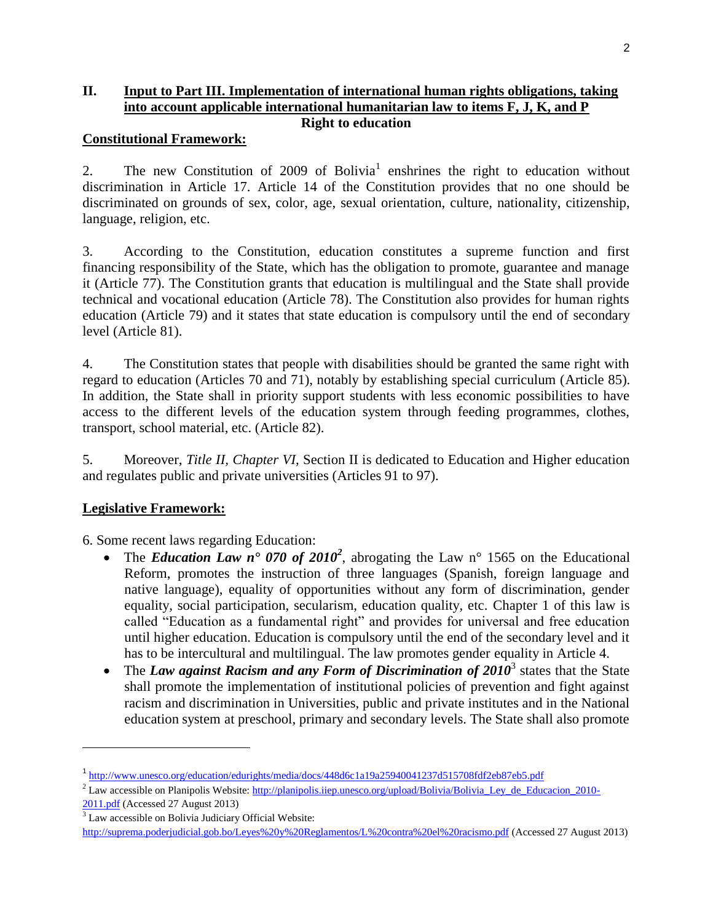## II. Input to Part III. Implementation of international human rights obligations, taking into account applicable international humanitarian law to items F, J, K, and P

### Right to education

**Constitutional Framework:**

2. The new Constitution of 2009 of Bolivia[1] enshrines the right to education without discrimination in Article 17. Article 14 of the Constitution provides that no one should be discriminated on grounds of sex, color, age, sexual orientation, culture, nationality, citizenship, language, religion, etc.

3. According to the Constitution, education constitutes a supreme function and first financing responsibility of the State, which has the obligation to promote, guarantee and manage it (Article 77). The Constitution grants that education is multilingual and the State shall provide technical and vocational education (Article 78). The Constitution also provides for human rights education (Article 79) and it states that state education is compulsory until the end of secondary level (Article 81).

4. The Constitution states that people with disabilities should be granted the same right with regard to education (Articles 70 and 71), notably by establishing special curriculum (Article 85). In addition, the State shall in priority support students with less economic possibilities to have access to the different levels of the education system through feeding programmes, clothes, transport, school material, etc. (Article 82).

5. Moreover, *Title II, Chapter VI,* Section II is dedicated to Education and Higher education and regulates public and private universities (Articles 91 to 97).

**Legislative Framework:**

6. Some recent laws regarding Education:

- The ***Education Law n° 070 of 2010***[2], abrogating the Law n° 1565 on the Educational Reform, promotes the instruction of three languages (Spanish, foreign language and native language), equality of opportunities without any form of discrimination, gender equality, social participation, secularism, education quality, etc. Chapter 1 of this law is called "Education as a fundamental right" and provides for universal and free education until higher education. Education is compulsory until the end of the secondary level and it has to be intercultural and multilingual. The law promotes gender equality in Article 4.
- The ***Law against Racism and any Form of Discrimination of 2010***[3] states that the State shall promote the implementation of institutional policies of prevention and fight against racism and discrimination in Universities, public and private institutes and in the National education system at preschool, primary and secondary levels. The State shall also promote

---

[1] http://www.unesco.org/education/edurights/media/docs/448d6c1a19a25940041237d515708fdf2eb87eb5.pdf

[2] Law accessible on Planipolis Website: http://planipolis.iiep.unesco.org/upload/Bolivia/Bolivia_Ley_de_Educacion_2010-2011.pdf (Accessed 27 August 2013)

[3] Law accessible on Bolivia Judiciary Official Website: http://suprema.poderjudicial.gob.bo/Leyes%20y%20Reglamentos/L%20contra%20el%20racismo.pdf (Accessed 27 August 2013)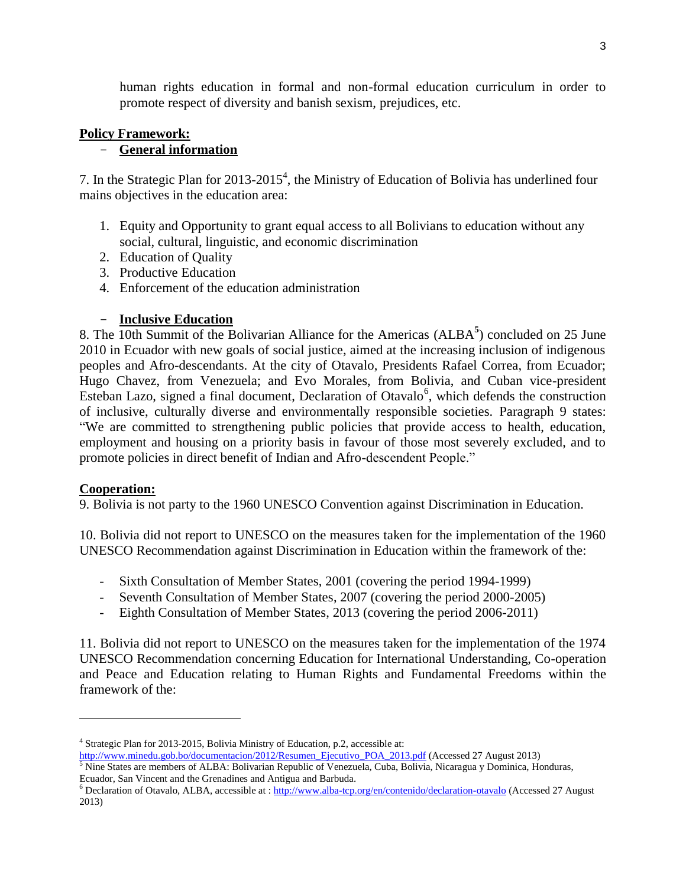human rights education in formal and non-formal education curriculum in order to promote respect of diversity and banish sexism, prejudices, etc.

**Policy Framework:**

- **General information**

7. In the Strategic Plan for 2013-2015[4], the Ministry of Education of Bolivia has underlined four mains objectives in the education area:

1. Equity and Opportunity to grant equal access to all Bolivians to education without any social, cultural, linguistic, and economic discrimination
2. Education of Quality
3. Productive Education
4. Enforcement of the education administration

- **Inclusive Education**

8. The 10th Summit of the Bolivarian Alliance for the Americas (ALBA[5]) concluded on 25 June 2010 in Ecuador with new goals of social justice, aimed at the increasing inclusion of indigenous peoples and Afro-descendants. At the city of Otavalo, Presidents Rafael Correa, from Ecuador; Hugo Chavez, from Venezuela; and Evo Morales, from Bolivia, and Cuban vice-president Esteban Lazo, signed a final document, Declaration of Otavalo[6], which defends the construction of inclusive, culturally diverse and environmentally responsible societies. Paragraph 9 states: "We are committed to strengthening public policies that provide access to health, education, employment and housing on a priority basis in favour of those most severely excluded, and to promote policies in direct benefit of Indian and Afro-descendent People."

**Cooperation:**

9. Bolivia is not party to the 1960 UNESCO Convention against Discrimination in Education.

10. Bolivia did not report to UNESCO on the measures taken for the implementation of the 1960 UNESCO Recommendation against Discrimination in Education within the framework of the:

- Sixth Consultation of Member States, 2001 (covering the period 1994-1999)
- Seventh Consultation of Member States, 2007 (covering the period 2000-2005)
- Eighth Consultation of Member States, 2013 (covering the period 2006-2011)

11. Bolivia did not report to UNESCO on the measures taken for the implementation of the 1974 UNESCO Recommendation concerning Education for International Understanding, Co-operation and Peace and Education relating to Human Rights and Fundamental Freedoms within the framework of the:

---

[4] Strategic Plan for 2013-2015, Bolivia Ministry of Education, p.2, accessible at: http://www.minedu.gob.bo/documentacion/2012/Resumen_Ejecutivo_POA_2013.pdf (Accessed 27 August 2013)

[5] Nine States are members of ALBA: Bolivarian Republic of Venezuela, Cuba, Bolivia, Nicaragua y Dominica, Honduras, Ecuador, San Vincent and the Grenadines and Antigua and Barbuda.

[6] Declaration of Otavalo, ALBA, accessible at : http://www.alba-tcp.org/en/contenido/declaration-otavalo (Accessed 27 August 2013)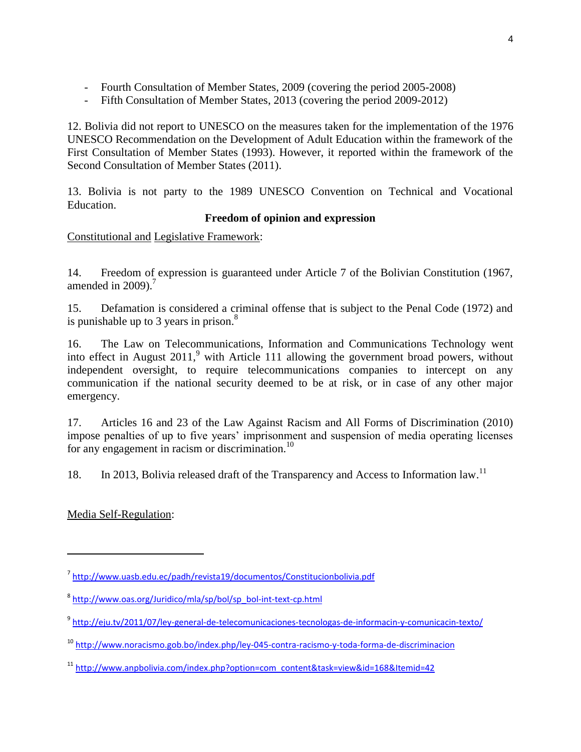- Fourth Consultation of Member States, 2009 (covering the period 2005-2008)
- Fifth Consultation of Member States, 2013 (covering the period 2009-2012)

12. Bolivia did not report to UNESCO on the measures taken for the implementation of the 1976 UNESCO Recommendation on the Development of Adult Education within the framework of the First Consultation of Member States (1993). However, it reported within the framework of the Second Consultation of Member States (2011).

13. Bolivia is not party to the 1989 UNESCO Convention on Technical and Vocational Education.

**Freedom of opinion and expression**

Constitutional and Legislative Framework:

14. Freedom of expression is guaranteed under Article 7 of the Bolivian Constitution (1967, amended in 2009).[7]

15. Defamation is considered a criminal offense that is subject to the Penal Code (1972) and is punishable up to 3 years in prison.[8]

16. The Law on Telecommunications, Information and Communications Technology went into effect in August 2011,[9] with Article 111 allowing the government broad powers, without independent oversight, to require telecommunications companies to intercept on any communication if the national security deemed to be at risk, or in case of any other major emergency.

17. Articles 16 and 23 of the Law Against Racism and All Forms of Discrimination (2010) impose penalties of up to five years' imprisonment and suspension of media operating licenses for any engagement in racism or discrimination.[10]

18. In 2013, Bolivia released draft of the Transparency and Access to Information law.[11]

Media Self-Regulation:

---

[7] http://www.uasb.edu.ec/padh/revista19/documentos/Constitucionbolivia.pdf

[8] http://www.oas.org/Juridico/mla/sp/bol/sp_bol-int-text-cp.html

[9] http://eju.tv/2011/07/ley-general-de-telecomunicaciones-tecnologas-de-informacin-y-comunicacin-texto/

[10] http://www.noracismo.gob.bo/index.php/ley-045-contra-racismo-y-toda-forma-de-discriminacion

[11] http://www.anpbolivia.com/index.php?option=com_content&task=view&id=168&Itemid=42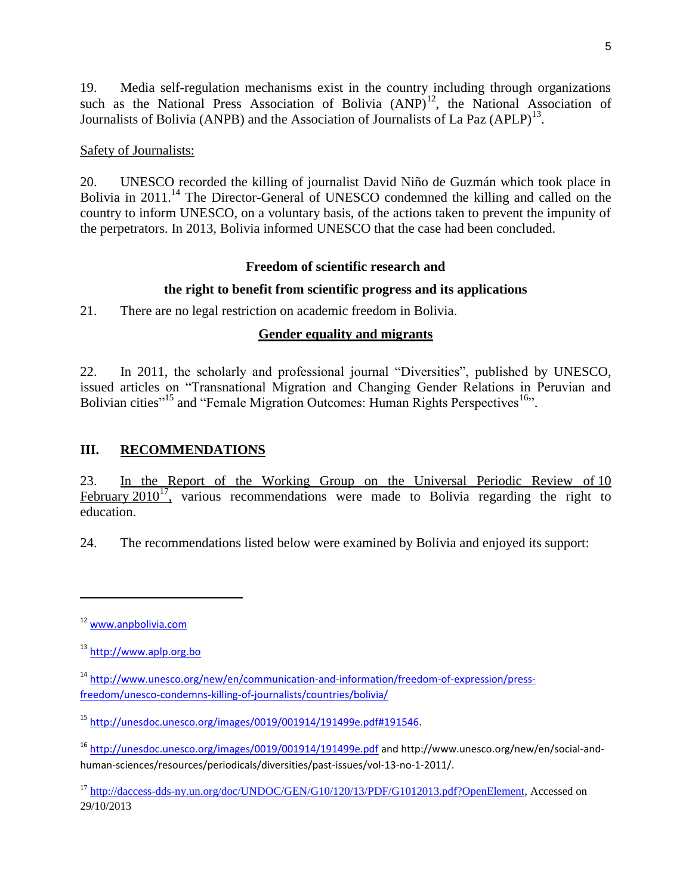19. Media self-regulation mechanisms exist in the country including through organizations such as the National Press Association of Bolivia (ANP)[12], the National Association of Journalists of Bolivia (ANPB) and the Association of Journalists of La Paz (APLP)[13].

Safety of Journalists:

20. UNESCO recorded the killing of journalist David Niño de Guzmán which took place in Bolivia in 2011.[14] The Director-General of UNESCO condemned the killing and called on the country to inform UNESCO, on a voluntary basis, of the actions taken to prevent the impunity of the perpetrators. In 2013, Bolivia informed UNESCO that the case had been concluded.

**Freedom of scientific research and**

**the right to benefit from scientific progress and its applications**

21. There are no legal restriction on academic freedom in Bolivia.

**Gender equality and migrants**

22. In 2011, the scholarly and professional journal "Diversities", published by UNESCO, issued articles on "Transnational Migration and Changing Gender Relations in Peruvian and Bolivian cities"[15] and "Female Migration Outcomes: Human Rights Perspectives[16]".

## III. RECOMMENDATIONS

23. In the Report of the Working Group on the Universal Periodic Review of 10 February 2010[17], various recommendations were made to Bolivia regarding the right to education.

24. The recommendations listed below were examined by Bolivia and enjoyed its support:

---

[12] www.anpbolivia.com

[13] http://www.aplp.org.bo

[14] http://www.unesco.org/new/en/communication-and-information/freedom-of-expression/press-freedom/unesco-condemns-killing-of-journalists/countries/bolivia/

[15] http://unesdoc.unesco.org/images/0019/001914/191499e.pdf#191546.

[16] http://unesdoc.unesco.org/images/0019/001914/191499e.pdf and http://www.unesco.org/new/en/social-and-human-sciences/resources/periodicals/diversities/past-issues/vol-13-no-1-2011/.

[17] http://daccess-dds-ny.un.org/doc/UNDOC/GEN/G10/120/13/PDF/G1012013.pdf?OpenElement, Accessed on 29/10/2013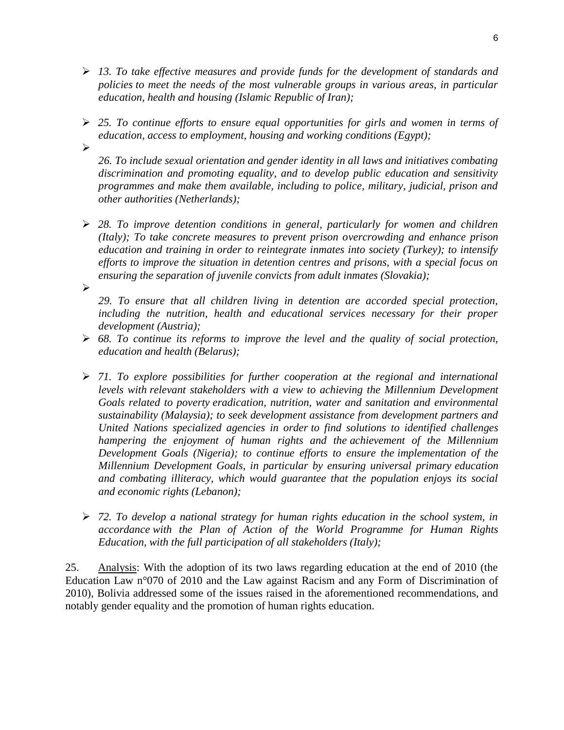- *13. To take effective measures and provide funds for the development of standards and policies to meet the needs of the most vulnerable groups in various areas, in particular education, health and housing (Islamic Republic of Iran);*

- *25. To continue efforts to ensure equal opportunities for girls and women in terms of education, access to employment, housing and working conditions (Egypt);*

- *26. To include sexual orientation and gender identity in all laws and initiatives combating discrimination and promoting equality, and to develop public education and sensitivity programmes and make them available, including to police, military, judicial, prison and other authorities (Netherlands);*

- *28. To improve detention conditions in general, particularly for women and children (Italy); To take concrete measures to prevent prison overcrowding and enhance prison education and training in order to reintegrate inmates into society (Turkey); to intensify efforts to improve the situation in detention centres and prisons, with a special focus on ensuring the separation of juvenile convicts from adult inmates (Slovakia);*

- *29. To ensure that all children living in detention are accorded special protection, including the nutrition, health and educational services necessary for their proper development (Austria);*

- *68. To continue its reforms to improve the level and the quality of social protection, education and health (Belarus);*

- *71. To explore possibilities for further cooperation at the regional and international levels with relevant stakeholders with a view to achieving the Millennium Development Goals related to poverty eradication, nutrition, water and sanitation and environmental sustainability (Malaysia); to seek development assistance from development partners and United Nations specialized agencies in order to find solutions to identified challenges hampering the enjoyment of human rights and the achievement of the Millennium Development Goals (Nigeria); to continue efforts to ensure the implementation of the Millennium Development Goals, in particular by ensuring universal primary education and combating illiteracy, which would guarantee that the population enjoys its social and economic rights (Lebanon);*

- *72. To develop a national strategy for human rights education in the school system, in accordance with the Plan of Action of the World Programme for Human Rights Education, with the full participation of all stakeholders (Italy);*

25. Analysis: With the adoption of its two laws regarding education at the end of 2010 (the Education Law n°070 of 2010 and the Law against Racism and any Form of Discrimination of 2010), Bolivia addressed some of the issues raised in the aforementioned recommendations, and notably gender equality and the promotion of human rights education.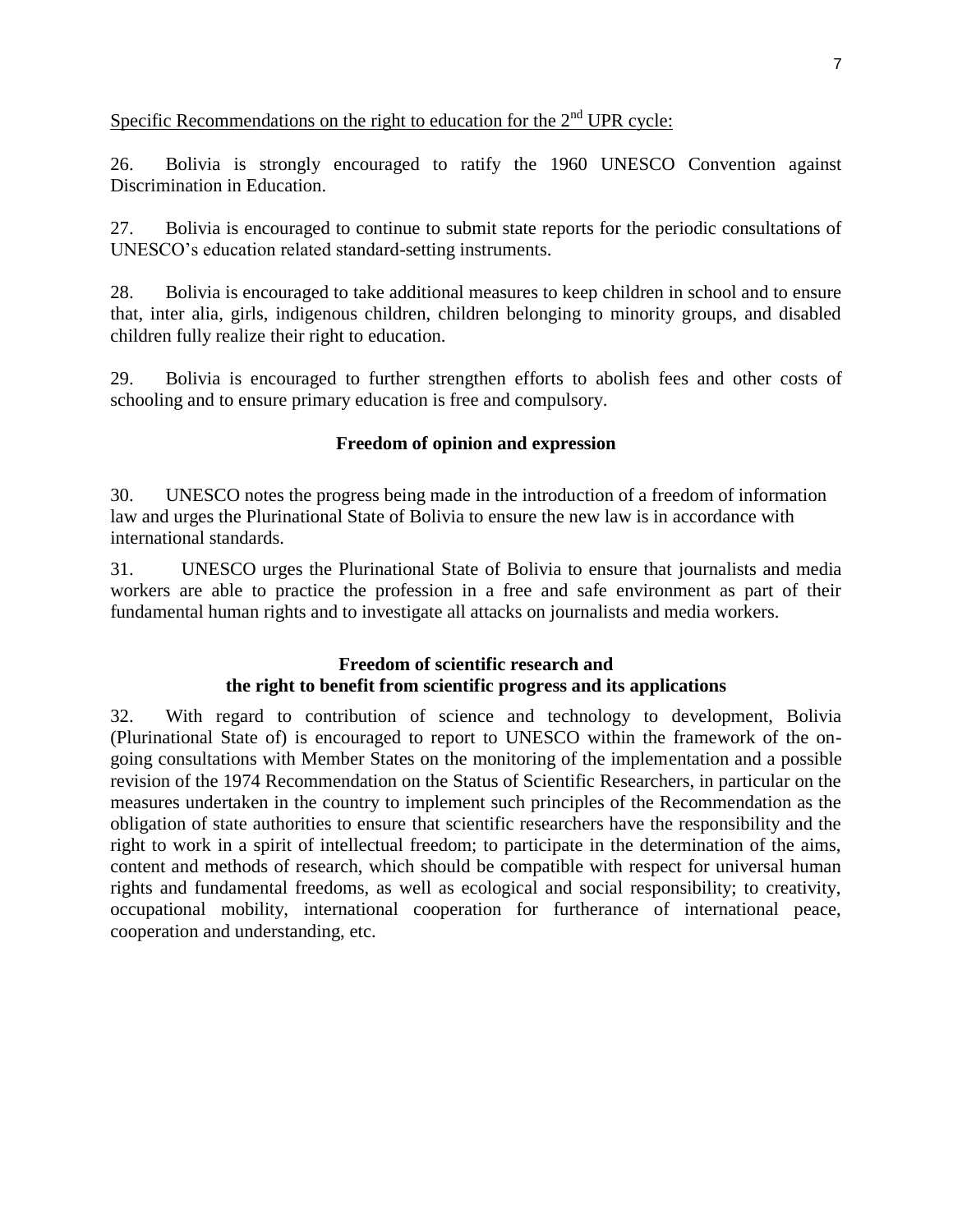Specific Recommendations on the right to education for the 2nd UPR cycle:

26. Bolivia is strongly encouraged to ratify the 1960 UNESCO Convention against Discrimination in Education.

27. Bolivia is encouraged to continue to submit state reports for the periodic consultations of UNESCO's education related standard-setting instruments.

28. Bolivia is encouraged to take additional measures to keep children in school and to ensure that, inter alia, girls, indigenous children, children belonging to minority groups, and disabled children fully realize their right to education.

29. Bolivia is encouraged to further strengthen efforts to abolish fees and other costs of schooling and to ensure primary education is free and compulsory.

## Freedom of opinion and expression

30. UNESCO notes the progress being made in the introduction of a freedom of information law and urges the Plurinational State of Bolivia to ensure the new law is in accordance with international standards.

31. UNESCO urges the Plurinational State of Bolivia to ensure that journalists and media workers are able to practice the profession in a free and safe environment as part of their fundamental human rights and to investigate all attacks on journalists and media workers.

## Freedom of scientific research and the right to benefit from scientific progress and its applications

32. With regard to contribution of science and technology to development, Bolivia (Plurinational State of) is encouraged to report to UNESCO within the framework of the on-going consultations with Member States on the monitoring of the implementation and a possible revision of the 1974 Recommendation on the Status of Scientific Researchers, in particular on the measures undertaken in the country to implement such principles of the Recommendation as the obligation of state authorities to ensure that scientific researchers have the responsibility and the right to work in a spirit of intellectual freedom; to participate in the determination of the aims, content and methods of research, which should be compatible with respect for universal human rights and fundamental freedoms, as well as ecological and social responsibility; to creativity, occupational mobility, international cooperation for furtherance of international peace, cooperation and understanding, etc.